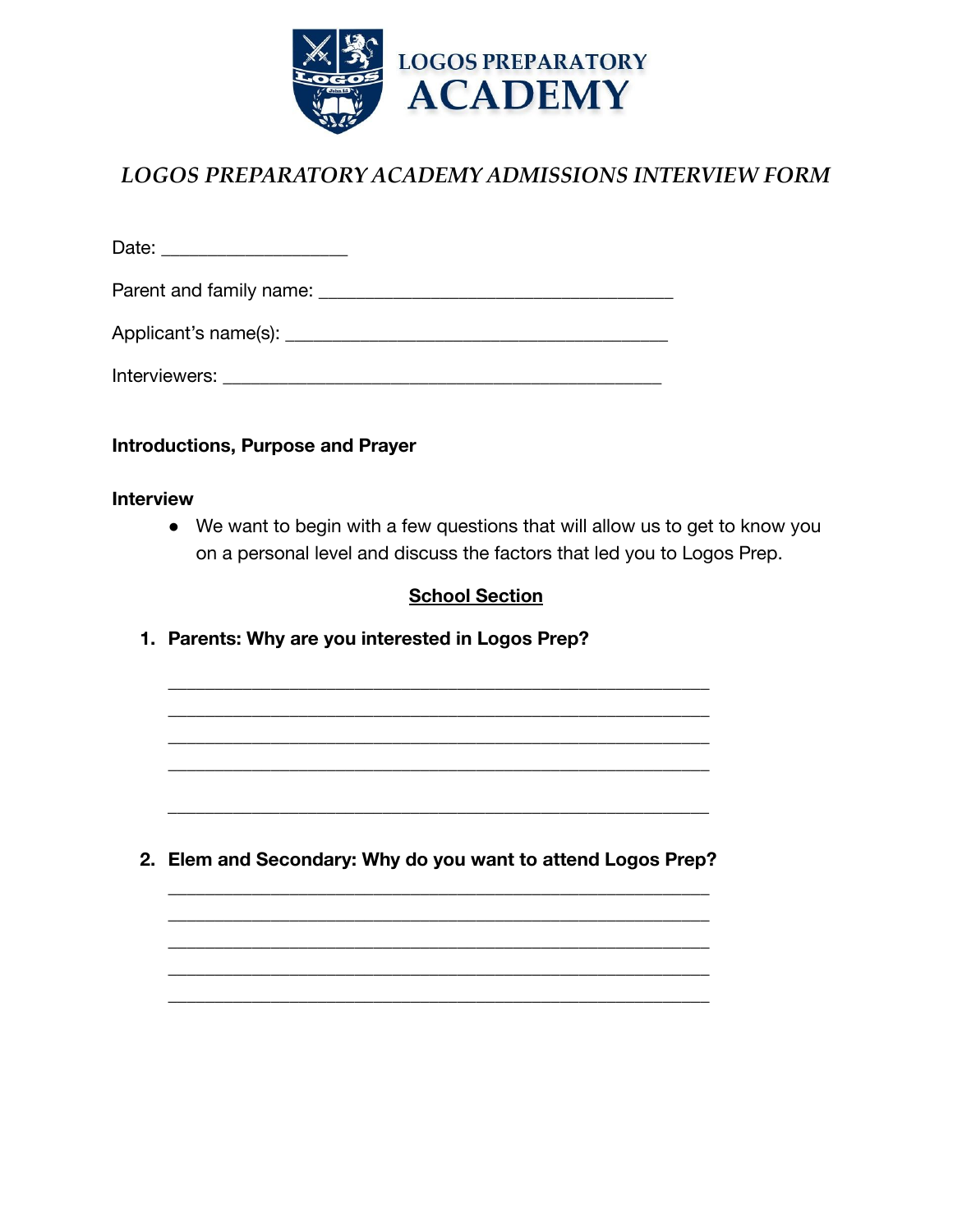LOGOS PREPARATORY ACADEMY

# *LOGOS PREPARATORY ACADEMY ADMISSIONS INTERVIEW FORM*

Date: ____________________

Parent and family name: ______________________________________

Applicant's name(s): _________________________________________

Interviewers: _______________________________________________

**Introductions, Purpose and Prayer**

**Interview**

- We want to begin with a few questions that will allow us to get to know you on a personal level and discuss the factors that led you to Logos Prep.

## <u>School Section</u>

1. **Parents: Why are you interested in Logos Prep?**

   __________________________________________________________

   __________________________________________________________

   __________________________________________________________

   __________________________________________________________

   __________________________________________________________

2. **Elem and Secondary: Why do you want to attend Logos Prep?**

   __________________________________________________________

   __________________________________________________________

   __________________________________________________________

   __________________________________________________________

   __________________________________________________________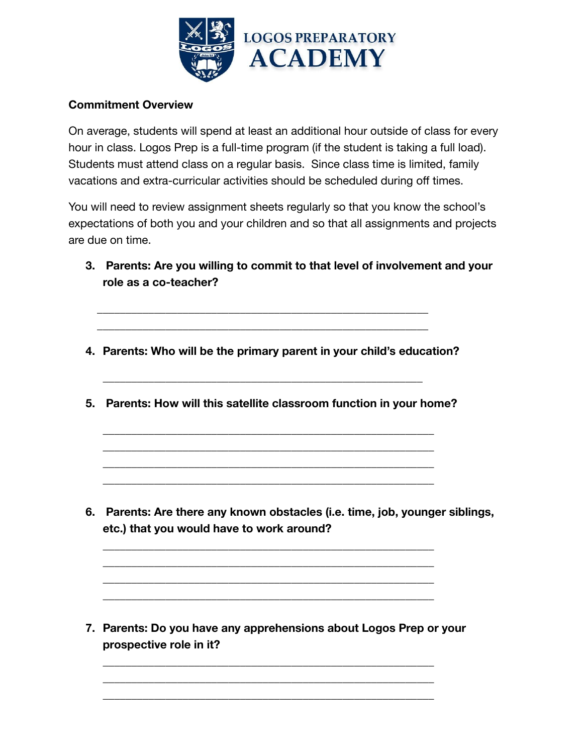**LOGOS PREPARATORY ACADEMY**

**Commitment Overview**

On average, students will spend at least an additional hour outside of class for every hour in class. Logos Prep is a full-time program (if the student is taking a full load). Students must attend class on a regular basis.  Since class time is limited, family vacations and extra-curricular activities should be scheduled during off times.

You will need to review assignment sheets regularly so that you know the school's expectations of both you and your children and so that all assignments and projects are due on time.

3. **Parents: Are you willing to commit to that level of involvement and your role as a co-teacher?**

   ____________________________________________________________
   ____________________________________________________________

4. **Parents: Who will be the primary parent in your child's education?**

   ____________________________________________________________

5. **Parents: How will this satellite classroom function in your home?**

   ____________________________________________________________
   ____________________________________________________________
   ____________________________________________________________
   ____________________________________________________________

6. **Parents: Are there any known obstacles (i.e. time, job, younger siblings, etc.) that you would have to work around?**

   ____________________________________________________________
   ____________________________________________________________
   ____________________________________________________________
   ____________________________________________________________

7. **Parents: Do you have any apprehensions about Logos Prep or your prospective role in it?**

   ____________________________________________________________
   ____________________________________________________________
   ____________________________________________________________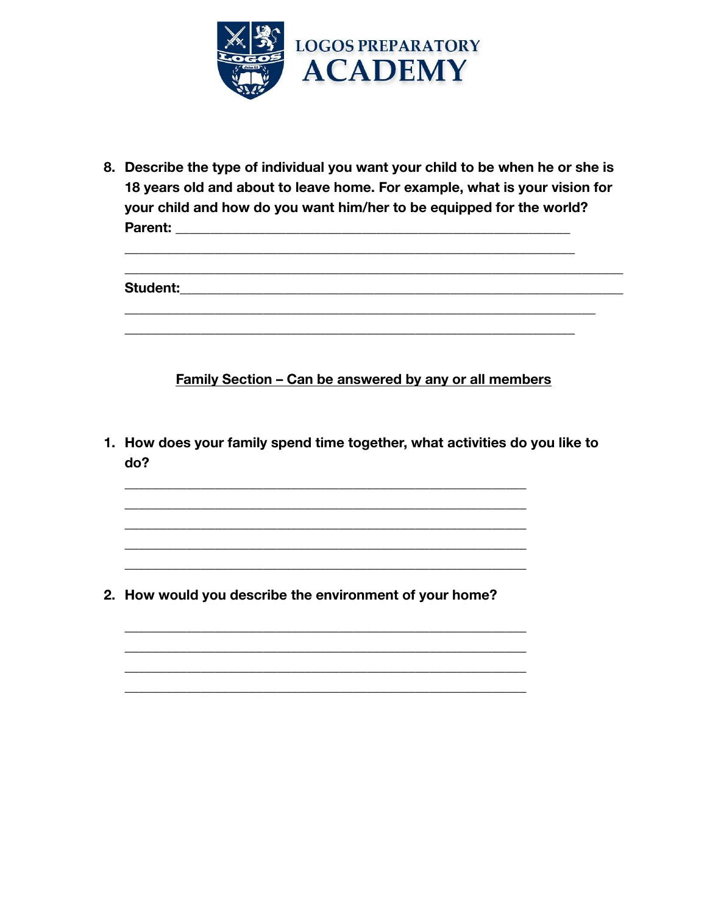# LOGOS PREPARATORY ACADEMY

8. Describe the type of individual you want your child to be when he or she is 18 years old and about to leave home. For example, what is your vision for your child and how do you want him/her to be equipped for the world?
   **Parent:** ___________________________________________________________
   ____________________________________________________________________
   ____________________________________________________________________
   **Student:**___________________________________________________________
   ____________________________________________________________________
   ____________________________________________________________________

**Family Section – Can be answered by any or all members**

1. How does your family spend time together, what activities do you like to do?
   ____________________________________________________________
   ____________________________________________________________
   ____________________________________________________________
   ____________________________________________________________
   ____________________________________________________________

2. How would you describe the environment of your home?
   ____________________________________________________________
   ____________________________________________________________
   ____________________________________________________________
   ____________________________________________________________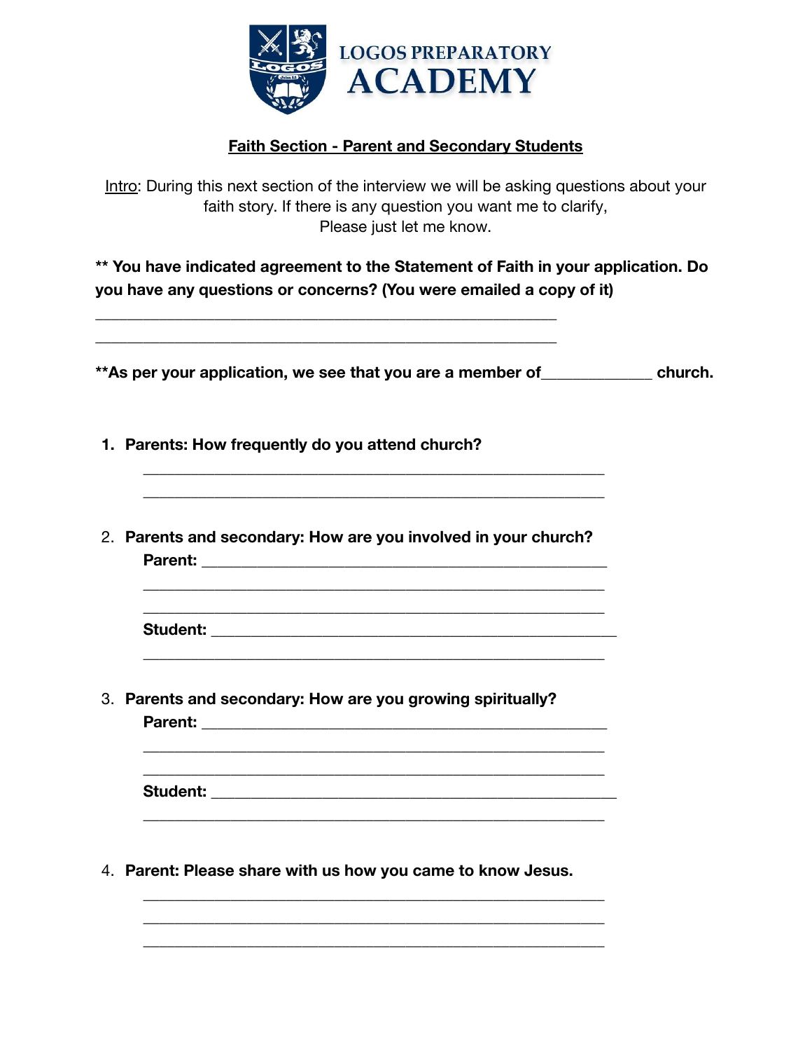# LOGOS PREPARATORY ACADEMY

**Faith Section - Parent and Secondary Students**

Intro: During this next section of the interview we will be asking questions about your faith story. If there is any question you want me to clarify, Please just let me know.

**** You have indicated agreement to the Statement of Faith in your application. Do you have any questions or concerns? (You were emailed a copy of it)**

____________________________________________________________

____________________________________________________________

****As per your application, we see that you are a member of______________ church.**

1. **Parents: How frequently do you attend church?**

   ____________________________________________________________

   ____________________________________________________________

2. **Parents and secondary: How are you involved in your church?**

   **Parent:** ____________________________________________________

   ____________________________________________________________

   ____________________________________________________________

   **Student:** ___________________________________________________

   ____________________________________________________________

3. **Parents and secondary: How are you growing spiritually?**

   **Parent:** ____________________________________________________

   ____________________________________________________________

   ____________________________________________________________

   **Student:** ___________________________________________________

   ____________________________________________________________

4. **Parent: Please share with us how you came to know Jesus.**

   ____________________________________________________________

   ____________________________________________________________

   ____________________________________________________________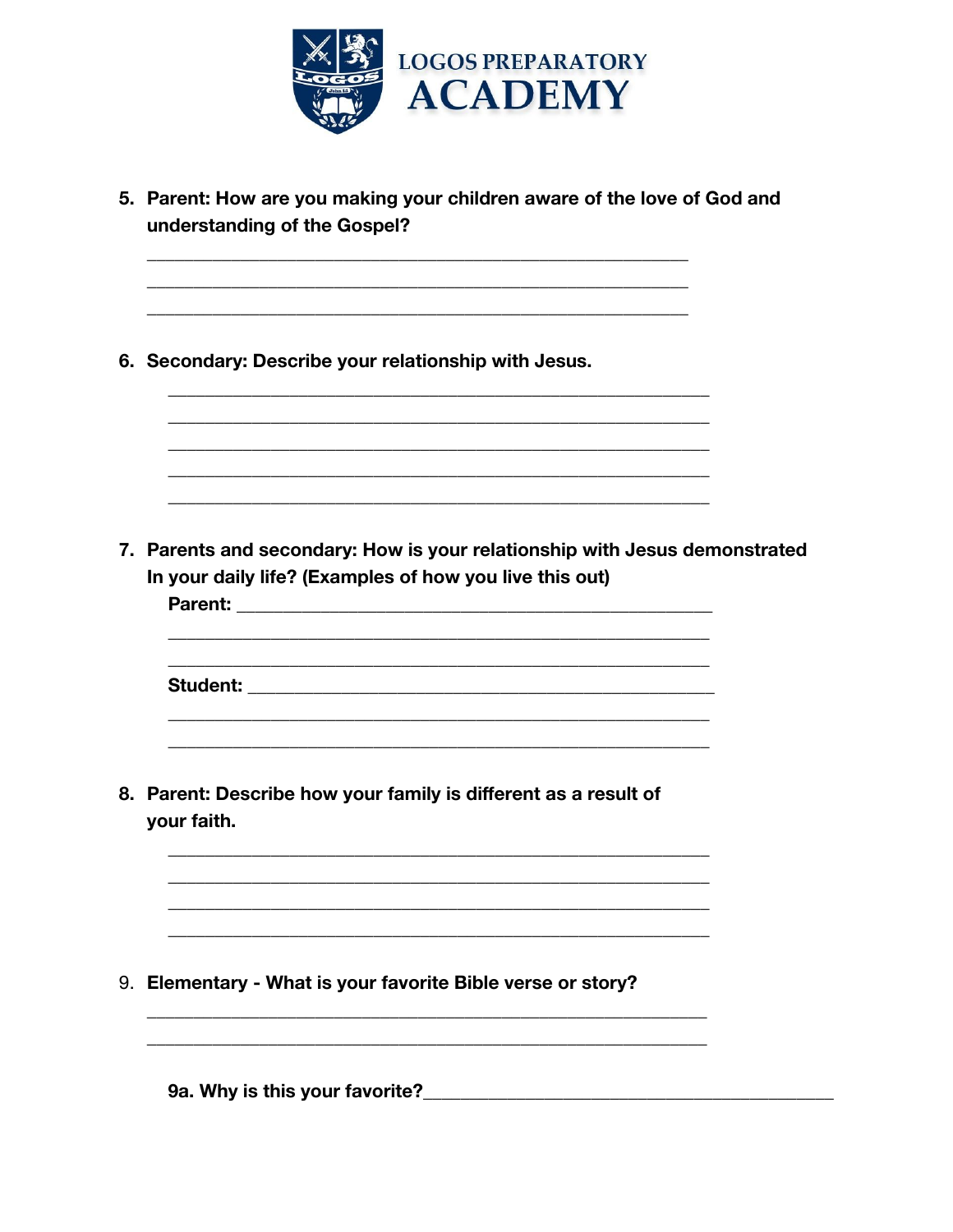LOGOS PREPARATORY
# ACADEMY

5. **Parent: How are you making your children aware of the love of God and understanding of the Gospel?**

   ______________________________________________________________
   ______________________________________________________________
   ______________________________________________________________

6. **Secondary: Describe your relationship with Jesus.**

   ______________________________________________________________
   ______________________________________________________________
   ______________________________________________________________
   ______________________________________________________________
   ______________________________________________________________

7. **Parents and secondary: How is your relationship with Jesus demonstrated In your daily life? (Examples of how you live this out)**

   **Parent:** ______________________________________________________
   ______________________________________________________________
   ______________________________________________________________

   **Student:** _____________________________________________________
   ______________________________________________________________
   ______________________________________________________________

8. **Parent: Describe how your family is different as a result of your faith.**

   ______________________________________________________________
   ______________________________________________________________
   ______________________________________________________________
   ______________________________________________________________

9. **Elementary - What is your favorite Bible verse or story?**

   ______________________________________________________________
   ______________________________________________________________

   **9a. Why is this your favorite?**_________________________________________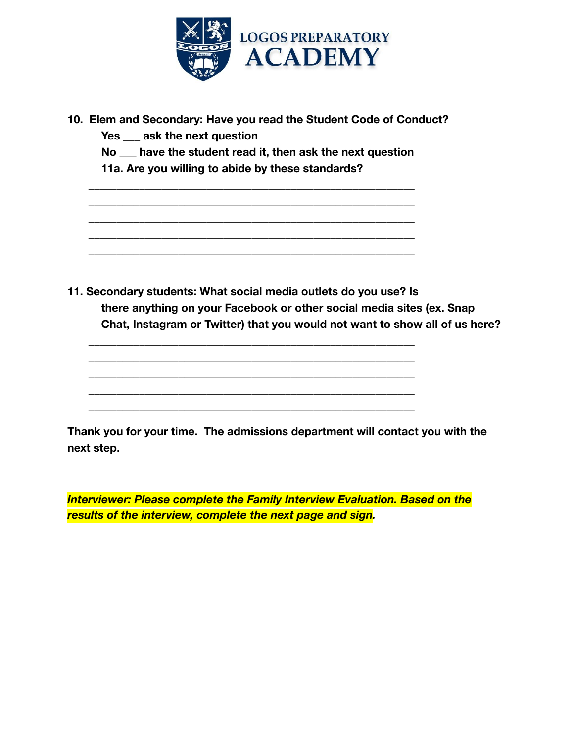**10. Elem and Secondary: Have you read the Student Code of Conduct?**

**Yes ___ ask the next question**

**No ___ have the student read it, then ask the next question**

**11a. Are you willing to abide by these standards?**

\_\_\_\_\_\_\_\_\_\_\_\_\_\_\_\_\_\_\_\_\_\_\_\_\_\_\_\_\_\_\_\_\_\_\_\_\_\_\_\_\_\_\_\_\_\_\_\_\_\_\_\_\_\_\_\_

\_\_\_\_\_\_\_\_\_\_\_\_\_\_\_\_\_\_\_\_\_\_\_\_\_\_\_\_\_\_\_\_\_\_\_\_\_\_\_\_\_\_\_\_\_\_\_\_\_\_\_\_\_\_\_\_

\_\_\_\_\_\_\_\_\_\_\_\_\_\_\_\_\_\_\_\_\_\_\_\_\_\_\_\_\_\_\_\_\_\_\_\_\_\_\_\_\_\_\_\_\_\_\_\_\_\_\_\_\_\_\_\_

\_\_\_\_\_\_\_\_\_\_\_\_\_\_\_\_\_\_\_\_\_\_\_\_\_\_\_\_\_\_\_\_\_\_\_\_\_\_\_\_\_\_\_\_\_\_\_\_\_\_\_\_\_\_\_\_

\_\_\_\_\_\_\_\_\_\_\_\_\_\_\_\_\_\_\_\_\_\_\_\_\_\_\_\_\_\_\_\_\_\_\_\_\_\_\_\_\_\_\_\_\_\_\_\_\_\_\_\_\_\_\_\_

**11. Secondary students: What social media outlets do you use? Is there anything on your Facebook or other social media sites (ex. Snap Chat, Instagram or Twitter) that you would not want to show all of us here?**

\_\_\_\_\_\_\_\_\_\_\_\_\_\_\_\_\_\_\_\_\_\_\_\_\_\_\_\_\_\_\_\_\_\_\_\_\_\_\_\_\_\_\_\_\_\_\_\_\_\_\_\_\_\_\_\_

\_\_\_\_\_\_\_\_\_\_\_\_\_\_\_\_\_\_\_\_\_\_\_\_\_\_\_\_\_\_\_\_\_\_\_\_\_\_\_\_\_\_\_\_\_\_\_\_\_\_\_\_\_\_\_\_

\_\_\_\_\_\_\_\_\_\_\_\_\_\_\_\_\_\_\_\_\_\_\_\_\_\_\_\_\_\_\_\_\_\_\_\_\_\_\_\_\_\_\_\_\_\_\_\_\_\_\_\_\_\_\_\_

\_\_\_\_\_\_\_\_\_\_\_\_\_\_\_\_\_\_\_\_\_\_\_\_\_\_\_\_\_\_\_\_\_\_\_\_\_\_\_\_\_\_\_\_\_\_\_\_\_\_\_\_\_\_\_\_

\_\_\_\_\_\_\_\_\_\_\_\_\_\_\_\_\_\_\_\_\_\_\_\_\_\_\_\_\_\_\_\_\_\_\_\_\_\_\_\_\_\_\_\_\_\_\_\_\_\_\_\_\_\_\_\_

**Thank you for your time. The admissions department will contact you with the next step.**

***Interviewer: Please complete the Family Interview Evaluation. Based on the results of the interview, complete the next page and sign.***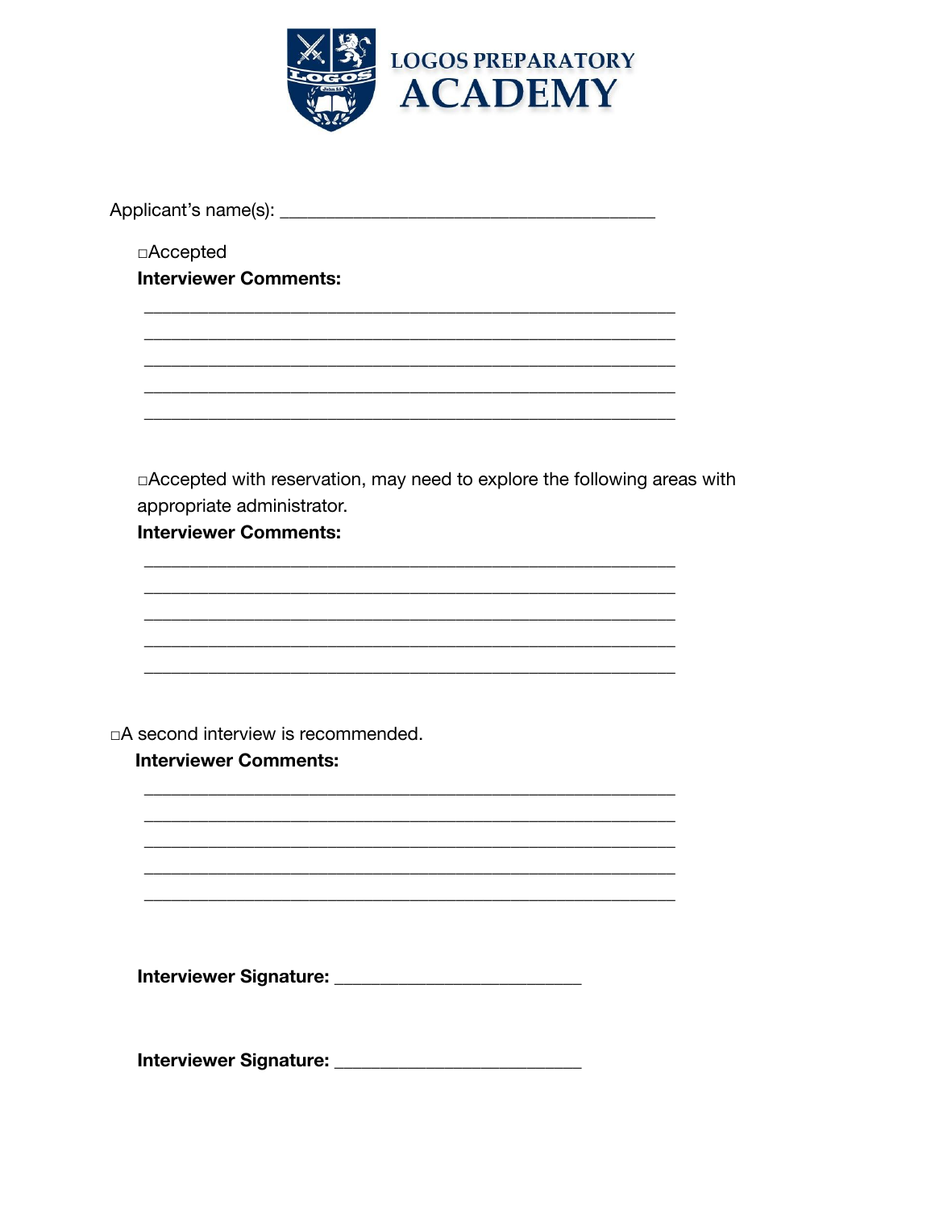# LOGOS PREPARATORY ACADEMY

Applicant's name(s): ________________________________________

□Accepted

**Interviewer Comments:**

_________________________________________________________

_________________________________________________________

_________________________________________________________

_________________________________________________________

_________________________________________________________

□Accepted with reservation, may need to explore the following areas with appropriate administrator.

**Interviewer Comments:**

_________________________________________________________

_________________________________________________________

_________________________________________________________

_________________________________________________________

_________________________________________________________

□A second interview is recommended.

**Interviewer Comments:**

_________________________________________________________

_________________________________________________________

_________________________________________________________

_________________________________________________________

_________________________________________________________

**Interviewer Signature:** __________________________

**Interviewer Signature:** __________________________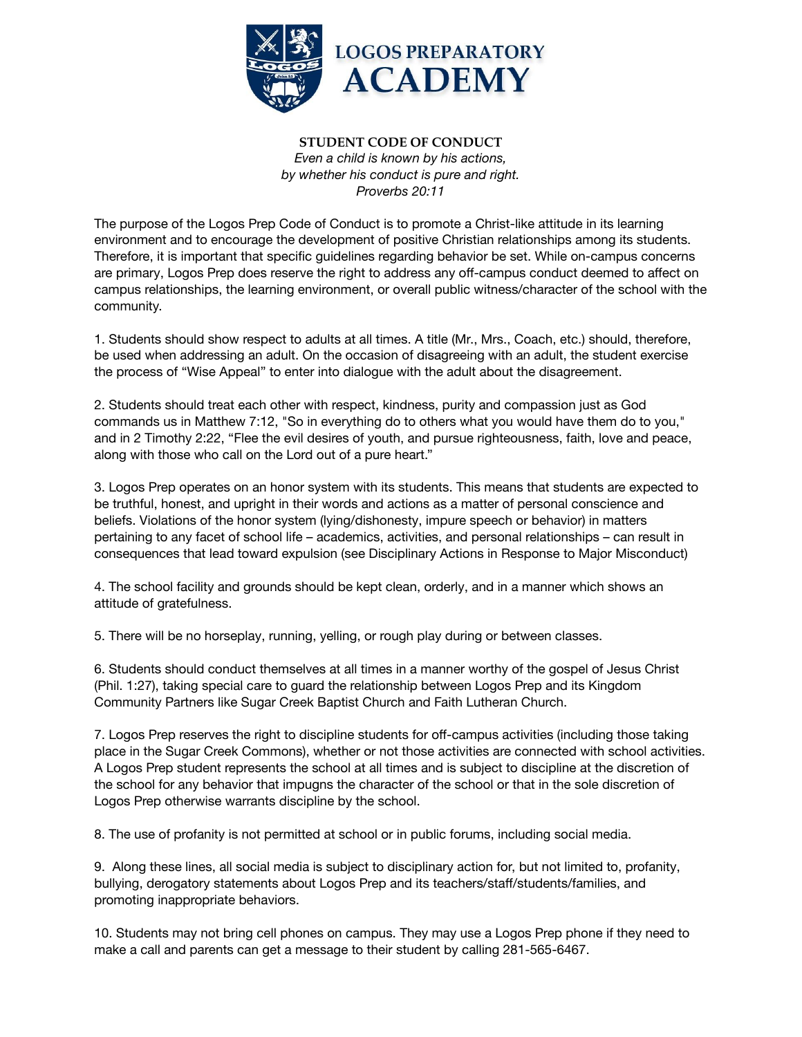**LOGOS PREPARATORY ACADEMY**

## STUDENT CODE OF CONDUCT

*Even a child is known by his actions,*
*by whether his conduct is pure and right.*
*Proverbs 20:11*

The purpose of the Logos Prep Code of Conduct is to promote a Christ-like attitude in its learning environment and to encourage the development of positive Christian relationships among its students. Therefore, it is important that specific guidelines regarding behavior be set. While on-campus concerns are primary, Logos Prep does reserve the right to address any off-campus conduct deemed to affect on campus relationships, the learning environment, or overall public witness/character of the school with the community.

1. Students should show respect to adults at all times. A title (Mr., Mrs., Coach, etc.) should, therefore, be used when addressing an adult. On the occasion of disagreeing with an adult, the student exercise the process of "Wise Appeal" to enter into dialogue with the adult about the disagreement.

2. Students should treat each other with respect, kindness, purity and compassion just as God commands us in Matthew 7:12, "So in everything do to others what you would have them do to you," and in 2 Timothy 2:22, "Flee the evil desires of youth, and pursue righteousness, faith, love and peace, along with those who call on the Lord out of a pure heart."

3. Logos Prep operates on an honor system with its students. This means that students are expected to be truthful, honest, and upright in their words and actions as a matter of personal conscience and beliefs. Violations of the honor system (lying/dishonesty, impure speech or behavior) in matters pertaining to any facet of school life – academics, activities, and personal relationships – can result in consequences that lead toward expulsion (see Disciplinary Actions in Response to Major Misconduct)

4. The school facility and grounds should be kept clean, orderly, and in a manner which shows an attitude of gratefulness.

5. There will be no horseplay, running, yelling, or rough play during or between classes.

6. Students should conduct themselves at all times in a manner worthy of the gospel of Jesus Christ (Phil. 1:27), taking special care to guard the relationship between Logos Prep and its Kingdom Community Partners like Sugar Creek Baptist Church and Faith Lutheran Church.

7. Logos Prep reserves the right to discipline students for off-campus activities (including those taking place in the Sugar Creek Commons), whether or not those activities are connected with school activities. A Logos Prep student represents the school at all times and is subject to discipline at the discretion of the school for any behavior that impugns the character of the school or that in the sole discretion of Logos Prep otherwise warrants discipline by the school.

8. The use of profanity is not permitted at school or in public forums, including social media.

9. Along these lines, all social media is subject to disciplinary action for, but not limited to, profanity, bullying, derogatory statements about Logos Prep and its teachers/staff/students/families, and promoting inappropriate behaviors.

10. Students may not bring cell phones on campus. They may use a Logos Prep phone if they need to make a call and parents can get a message to their student by calling 281-565-6467.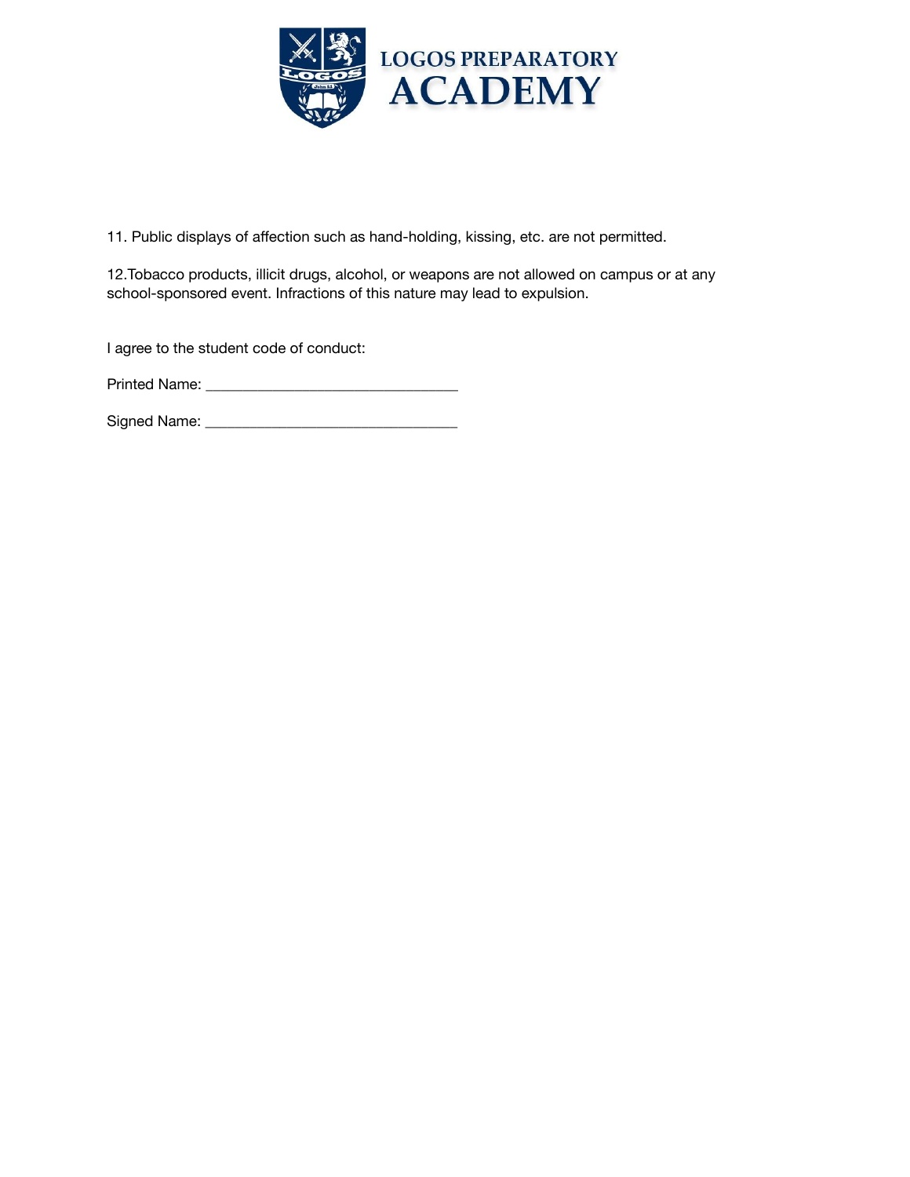LOGOS PREPARATORY ACADEMY

11. Public displays of affection such as hand-holding, kissing, etc. are not permitted.

12. Tobacco products, illicit drugs, alcohol, or weapons are not allowed on campus or at any school-sponsored event. Infractions of this nature may lead to expulsion.

I agree to the student code of conduct:

Printed Name: _______________________________

Signed Name: _______________________________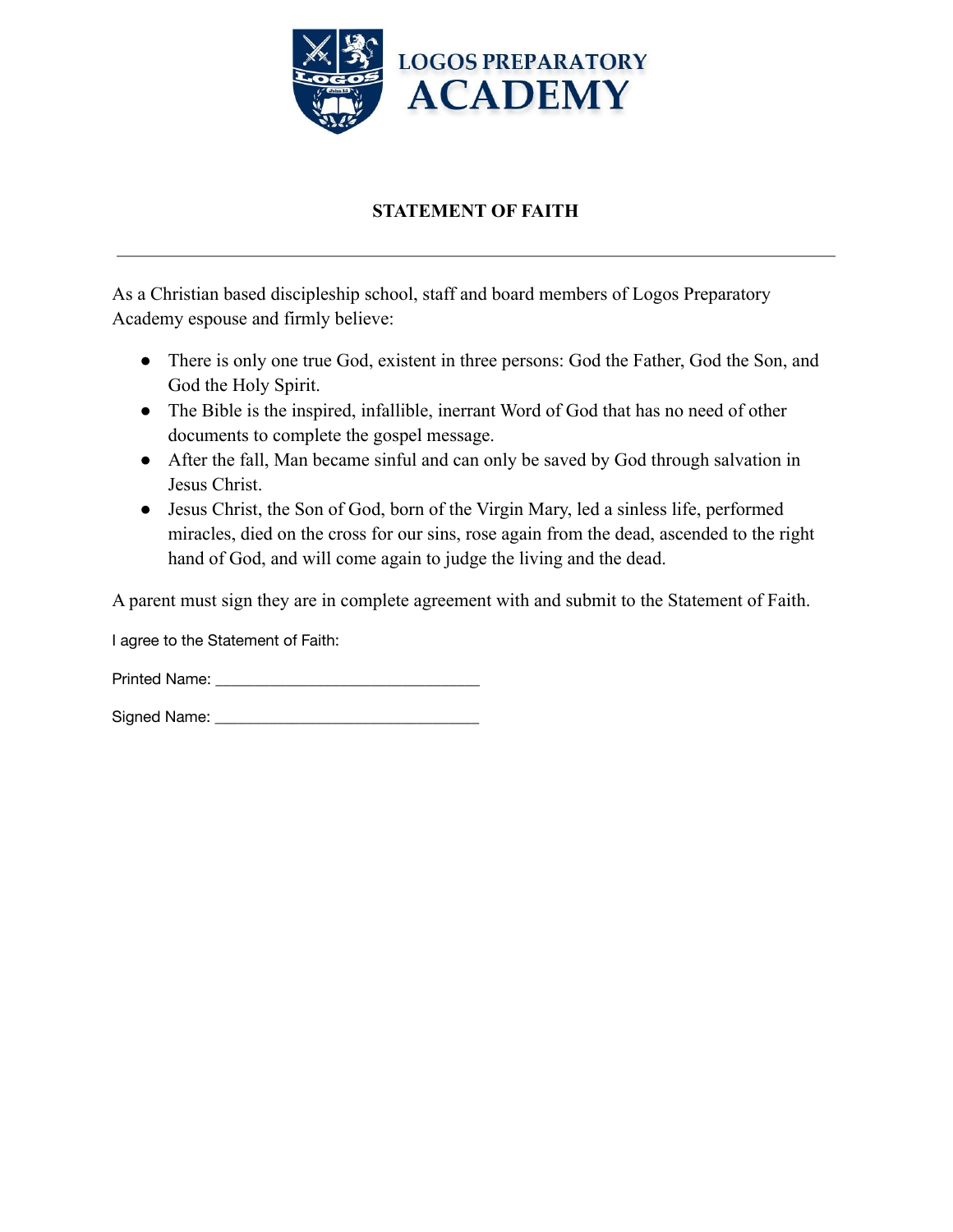LOGOS PREPARATORY ACADEMY

**STATEMENT OF FAITH**

---

As a Christian based discipleship school, staff and board members of Logos Preparatory Academy espouse and firmly believe:

- There is only one true God, existent in three persons: God the Father, God the Son, and God the Holy Spirit.
- The Bible is the inspired, infallible, inerrant Word of God that has no need of other documents to complete the gospel message.
- After the fall, Man became sinful and can only be saved by God through salvation in Jesus Christ.
- Jesus Christ, the Son of God, born of the Virgin Mary, led a sinless life, performed miracles, died on the cross for our sins, rose again from the dead, ascended to the right hand of God, and will come again to judge the living and the dead.

A parent must sign they are in complete agreement with and submit to the Statement of Faith.

I agree to the Statement of Faith:

Printed Name: ______________________________

Signed Name: ______________________________